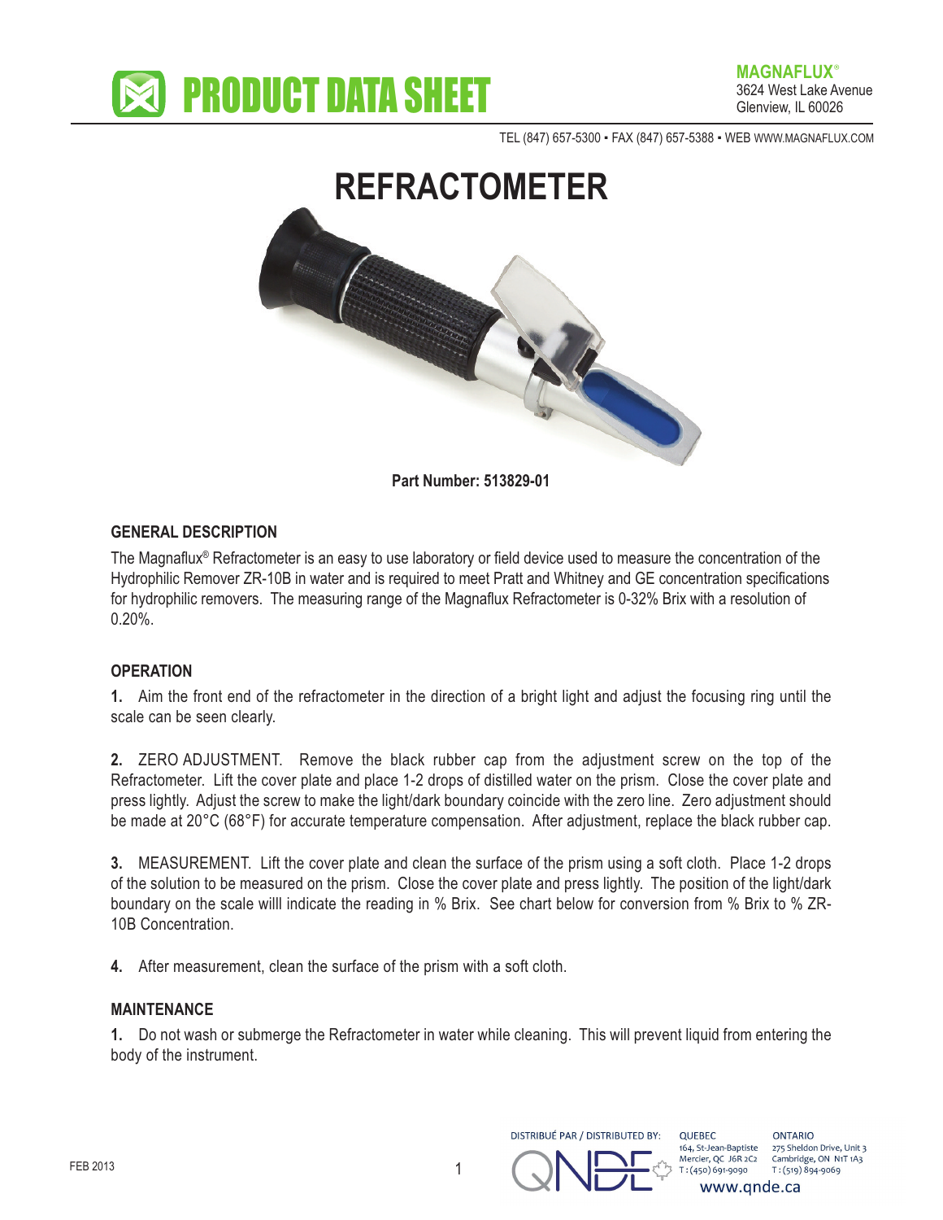# PRODUCT DATA SHEET

**MAGNAFLUX®**
3624 West Lake Avenue
Glenview, IL 60026

TEL (847) 657-5300 ▪ FAX (847) 657-5388 ▪ WEB WWW.MAGNAFLUX.COM

# REFRACTOMETER

**Part Number: 513829-01**

## GENERAL DESCRIPTION

The Magnaflux® Refractometer is an easy to use laboratory or field device used to measure the concentration of the Hydrophilic Remover ZR-10B in water and is required to meet Pratt and Whitney and GE concentration specifications for hydrophilic removers. The measuring range of the Magnaflux Refractometer is 0-32% Brix with a resolution of 0.20%.

## OPERATION

**1.** Aim the front end of the refractometer in the direction of a bright light and adjust the focusing ring until the scale can be seen clearly.

**2.** ZERO ADJUSTMENT. Remove the black rubber cap from the adjustment screw on the top of the Refractometer. Lift the cover plate and place 1-2 drops of distilled water on the prism. Close the cover plate and press lightly. Adjust the screw to make the light/dark boundary coincide with the zero line. Zero adjustment should be made at 20°C (68°F) for accurate temperature compensation. After adjustment, replace the black rubber cap.

**3.** MEASUREMENT. Lift the cover plate and clean the surface of the prism using a soft cloth. Place 1-2 drops of the solution to be measured on the prism. Close the cover plate and press lightly. The position of the light/dark boundary on the scale willl indicate the reading in % Brix. See chart below for conversion from % Brix to % ZR-10B Concentration.

**4.** After measurement, clean the surface of the prism with a soft cloth.

## MAINTENANCE

**1.** Do not wash or submerge the Refractometer in water while cleaning. This will prevent liquid from entering the body of the instrument.

FEB 2013

DISTRIBUÉ PAR / DISTRIBUTED BY: QNDE

QUEBEC
164, St-Jean-Baptiste
Mercier, QC J6R 2C2
T : (450) 691-9090

ONTARIO
275 Sheldon Drive, Unit 3
Cambridge, ON N1T 1A3
T : (519) 894-9069

www.qnde.ca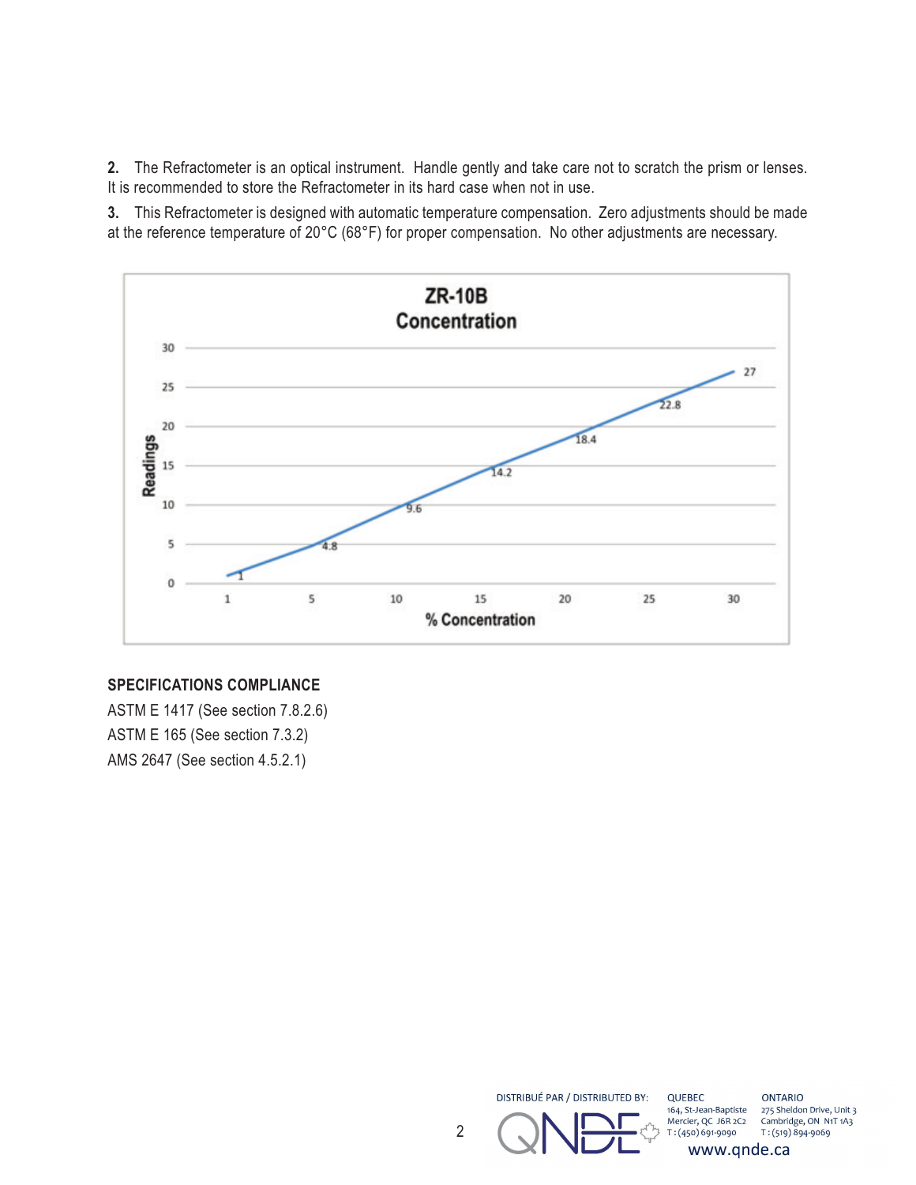**2.** The Refractometer is an optical instrument. Handle gently and take care not to scratch the prism or lenses. It is recommended to store the Refractometer in its hard case when not in use.

**3.** This Refractometer is designed with automatic temperature compensation. Zero adjustments should be made at the reference temperature of 20°C (68°F) for proper compensation. No other adjustments are necessary.

ZR-10B
Concentration

Readings

30
25
20
15
10
5
0

1
4.8
9.6
14.2
18.4
22.8
27

1 5 10 15 20 25 30

% Concentration

**SPECIFICATIONS COMPLIANCE**

ASTM E 1417 (See section 7.8.2.6)
ASTM E 165 (See section 7.3.2)
AMS 2647 (See section 4.5.2.1)

DISTRIBUÉ PAR / DISTRIBUTED BY:

QUEBEC
164, St-Jean-Baptiste
Mercier, QC J6R 2C2
T : (450) 691-9090

ONTARIO
275 Sheldon Drive, Unit 3
Cambridge, ON N1T 1A3
T : (519) 894-9069

www.qnde.ca